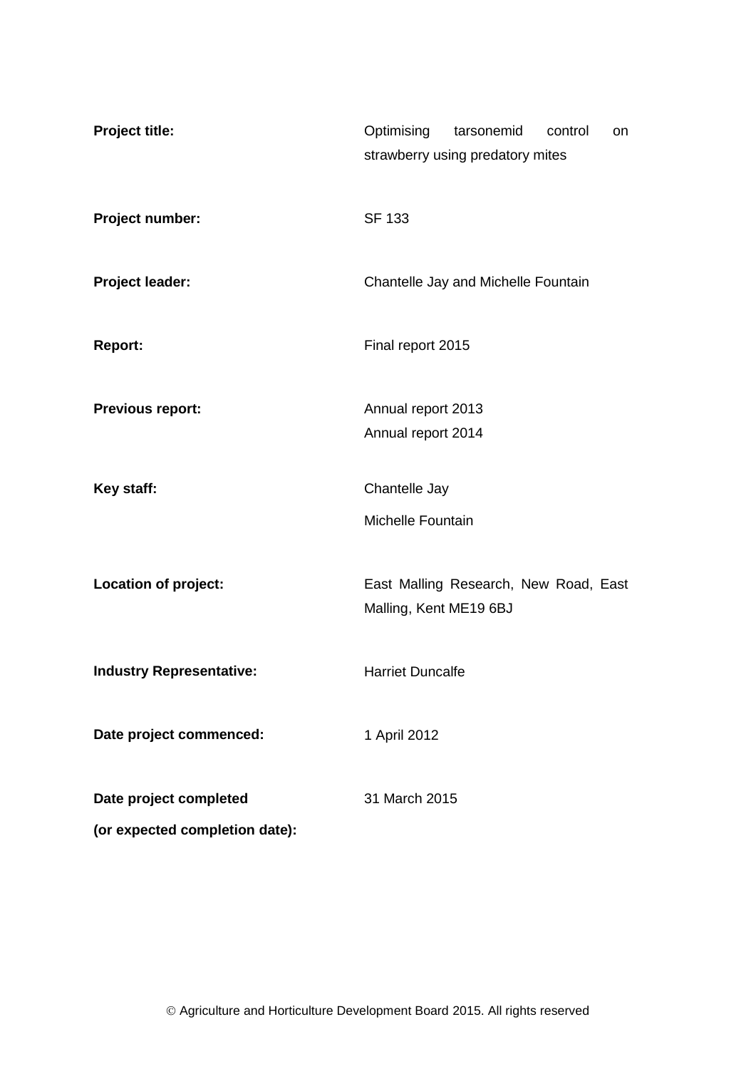| | |
|---|---|
| **Project title:** | Optimising tarsonemid control on strawberry using predatory mites |
| **Project number:** | SF 133 |
| **Project leader:** | Chantelle Jay and Michelle Fountain |
| **Report:** | Final report 2015 |
| **Previous report:** | Annual report 2013<br>Annual report 2014 |
| **Key staff:** | Chantelle Jay<br>Michelle Fountain |
| **Location of project:** | East Malling Research, New Road, East Malling, Kent ME19 6BJ |
| **Industry Representative:** | Harriet Duncalfe |
| **Date project commenced:** | 1 April 2012 |
| **Date project completed (or expected completion date):** | 31 March 2015 |

© Agriculture and Horticulture Development Board 2015. All rights reserved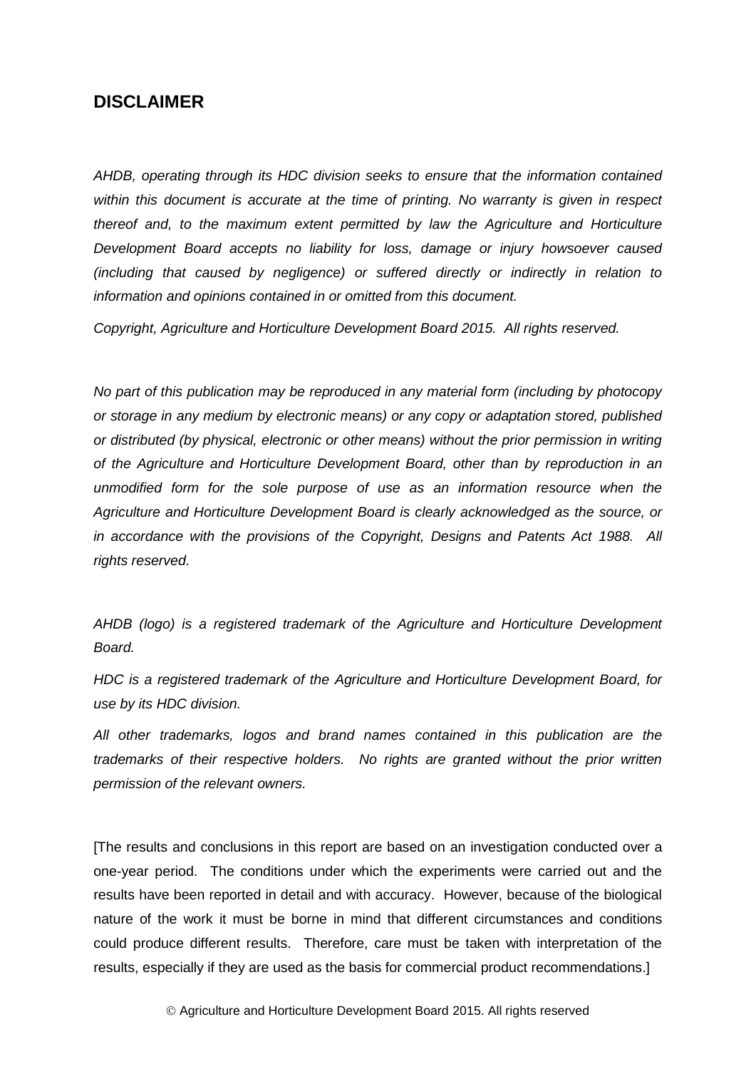## DISCLAIMER

*AHDB, operating through its HDC division seeks to ensure that the information contained within this document is accurate at the time of printing. No warranty is given in respect thereof and, to the maximum extent permitted by law the Agriculture and Horticulture Development Board accepts no liability for loss, damage or injury howsoever caused (including that caused by negligence) or suffered directly or indirectly in relation to information and opinions contained in or omitted from this document.*

*Copyright, Agriculture and Horticulture Development Board 2015. All rights reserved.*

*No part of this publication may be reproduced in any material form (including by photocopy or storage in any medium by electronic means) or any copy or adaptation stored, published or distributed (by physical, electronic or other means) without the prior permission in writing of the Agriculture and Horticulture Development Board, other than by reproduction in an unmodified form for the sole purpose of use as an information resource when the Agriculture and Horticulture Development Board is clearly acknowledged as the source, or in accordance with the provisions of the Copyright, Designs and Patents Act 1988. All rights reserved.*

*AHDB (logo) is a registered trademark of the Agriculture and Horticulture Development Board.*

*HDC is a registered trademark of the Agriculture and Horticulture Development Board, for use by its HDC division.*

*All other trademarks, logos and brand names contained in this publication are the trademarks of their respective holders. No rights are granted without the prior written permission of the relevant owners.*

[The results and conclusions in this report are based on an investigation conducted over a one-year period. The conditions under which the experiments were carried out and the results have been reported in detail and with accuracy. However, because of the biological nature of the work it must be borne in mind that different circumstances and conditions could produce different results. Therefore, care must be taken with interpretation of the results, especially if they are used as the basis for commercial product recommendations.]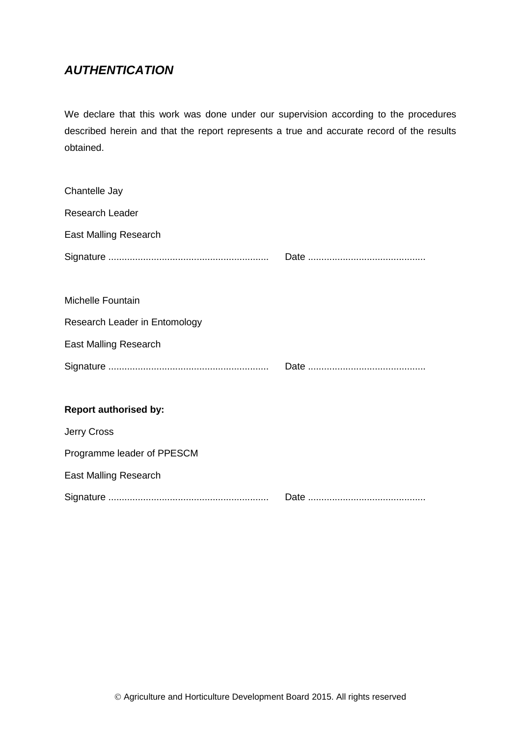## ***AUTHENTICATION***

We declare that this work was done under our supervision according to the procedures described herein and that the report represents a true and accurate record of the results obtained.

Chantelle Jay

Research Leader

East Malling Research

Signature ............................................................ Date ............................................

Michelle Fountain

Research Leader in Entomology

East Malling Research

Signature ............................................................ Date ............................................

**Report authorised by:**

Jerry Cross

Programme leader of PPESCM

East Malling Research

Signature ............................................................ Date ............................................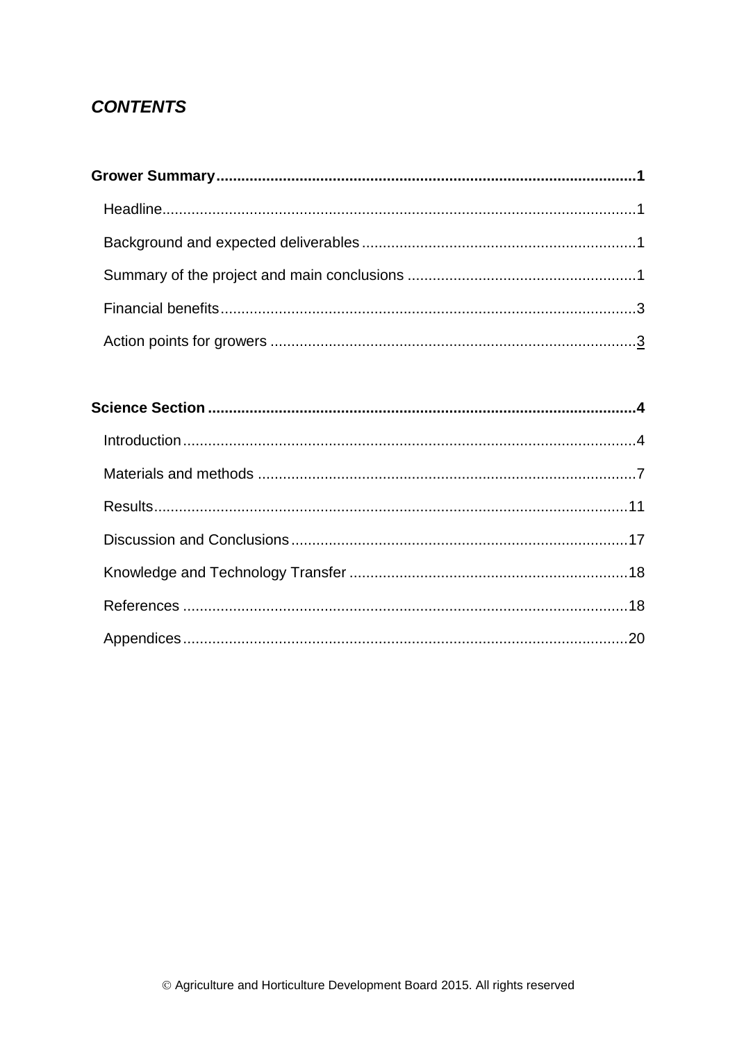## *CONTENTS*

**Grower Summary** .......... **1**

- Headline .......... 1
- Background and expected deliverables .......... 1
- Summary of the project and main conclusions .......... 1
- Financial benefits .......... 3
- Action points for growers .......... 3

**Science Section** .......... **4**

- Introduction .......... 4
- Materials and methods .......... 7
- Results .......... 11
- Discussion and Conclusions .......... 17
- Knowledge and Technology Transfer .......... 18
- References .......... 18
- Appendices .......... 20

© Agriculture and Horticulture Development Board 2015. All rights reserved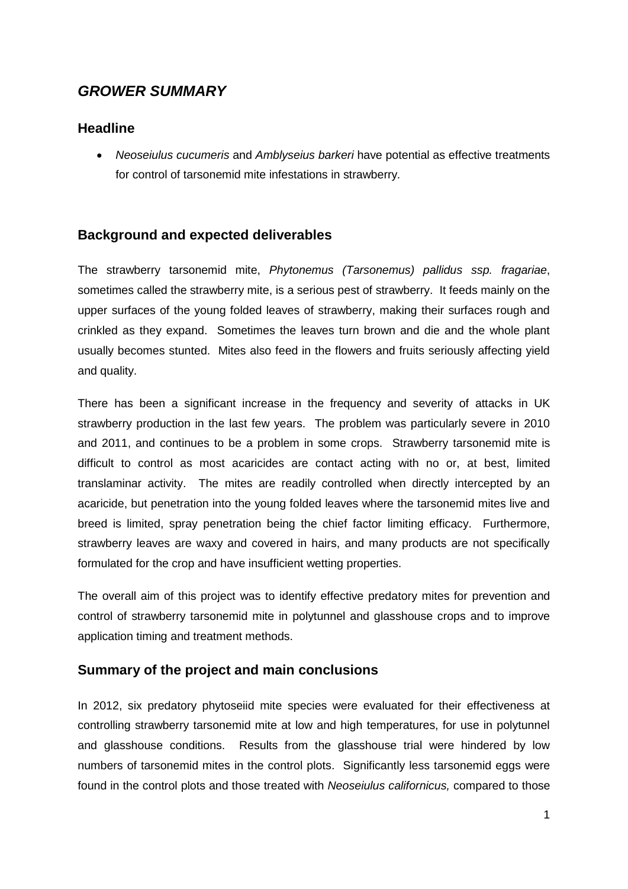## *GROWER SUMMARY*

### Headline

- *Neoseiulus cucumeris* and *Amblyseius barkeri* have potential as effective treatments for control of tarsonemid mite infestations in strawberry.

### Background and expected deliverables

The strawberry tarsonemid mite, *Phytonemus (Tarsonemus) pallidus ssp. fragariae*, sometimes called the strawberry mite, is a serious pest of strawberry. It feeds mainly on the upper surfaces of the young folded leaves of strawberry, making their surfaces rough and crinkled as they expand. Sometimes the leaves turn brown and die and the whole plant usually becomes stunted. Mites also feed in the flowers and fruits seriously affecting yield and quality.

There has been a significant increase in the frequency and severity of attacks in UK strawberry production in the last few years. The problem was particularly severe in 2010 and 2011, and continues to be a problem in some crops. Strawberry tarsonemid mite is difficult to control as most acaricides are contact acting with no or, at best, limited translaminar activity. The mites are readily controlled when directly intercepted by an acaricide, but penetration into the young folded leaves where the tarsonemid mites live and breed is limited, spray penetration being the chief factor limiting efficacy. Furthermore, strawberry leaves are waxy and covered in hairs, and many products are not specifically formulated for the crop and have insufficient wetting properties.

The overall aim of this project was to identify effective predatory mites for prevention and control of strawberry tarsonemid mite in polytunnel and glasshouse crops and to improve application timing and treatment methods.

### Summary of the project and main conclusions

In 2012, six predatory phytoseiid mite species were evaluated for their effectiveness at controlling strawberry tarsonemid mite at low and high temperatures, for use in polytunnel and glasshouse conditions. Results from the glasshouse trial were hindered by low numbers of tarsonemid mites in the control plots. Significantly less tarsonemid eggs were found in the control plots and those treated with *Neoseiulus californicus,* compared to those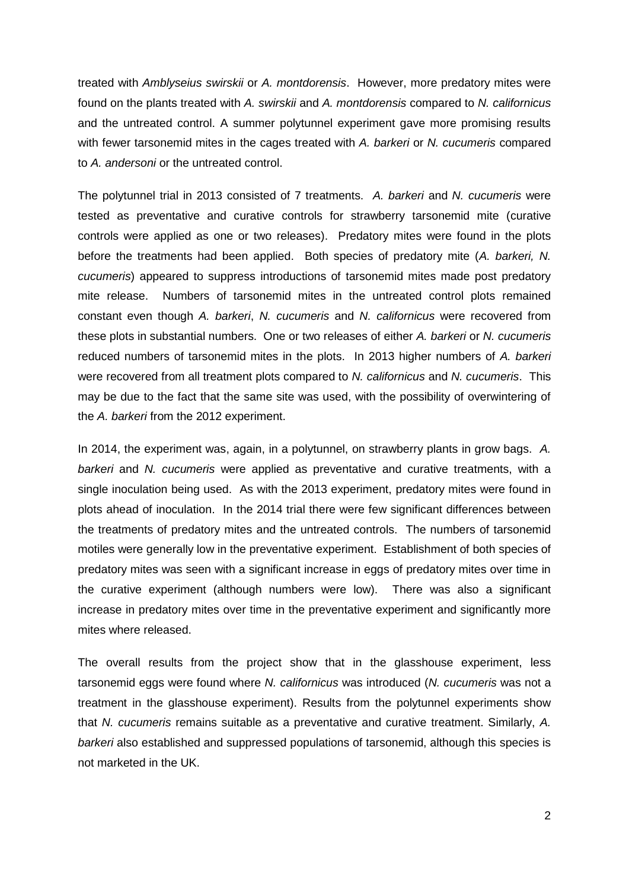treated with *Amblyseius swirskii* or *A. montdorensis*. However, more predatory mites were found on the plants treated with *A. swirskii* and *A. montdorensis* compared to *N. californicus* and the untreated control. A summer polytunnel experiment gave more promising results with fewer tarsonemid mites in the cages treated with *A. barkeri* or *N. cucumeris* compared to *A. andersoni* or the untreated control.

The polytunnel trial in 2013 consisted of 7 treatments. *A. barkeri* and *N. cucumeris* were tested as preventative and curative controls for strawberry tarsonemid mite (curative controls were applied as one or two releases). Predatory mites were found in the plots before the treatments had been applied. Both species of predatory mite (*A. barkeri, N. cucumeris*) appeared to suppress introductions of tarsonemid mites made post predatory mite release. Numbers of tarsonemid mites in the untreated control plots remained constant even though *A. barkeri*, *N. cucumeris* and *N. californicus* were recovered from these plots in substantial numbers. One or two releases of either *A. barkeri* or *N. cucumeris* reduced numbers of tarsonemid mites in the plots. In 2013 higher numbers of *A. barkeri* were recovered from all treatment plots compared to *N. californicus* and *N. cucumeris*. This may be due to the fact that the same site was used, with the possibility of overwintering of the *A. barkeri* from the 2012 experiment.

In 2014, the experiment was, again, in a polytunnel, on strawberry plants in grow bags. *A. barkeri* and *N. cucumeris* were applied as preventative and curative treatments, with a single inoculation being used. As with the 2013 experiment, predatory mites were found in plots ahead of inoculation. In the 2014 trial there were few significant differences between the treatments of predatory mites and the untreated controls. The numbers of tarsonemid motiles were generally low in the preventative experiment. Establishment of both species of predatory mites was seen with a significant increase in eggs of predatory mites over time in the curative experiment (although numbers were low). There was also a significant increase in predatory mites over time in the preventative experiment and significantly more mites where released.

The overall results from the project show that in the glasshouse experiment, less tarsonemid eggs were found where *N. californicus* was introduced (*N. cucumeris* was not a treatment in the glasshouse experiment). Results from the polytunnel experiments show that *N. cucumeris* remains suitable as a preventative and curative treatment. Similarly, *A. barkeri* also established and suppressed populations of tarsonemid, although this species is not marketed in the UK.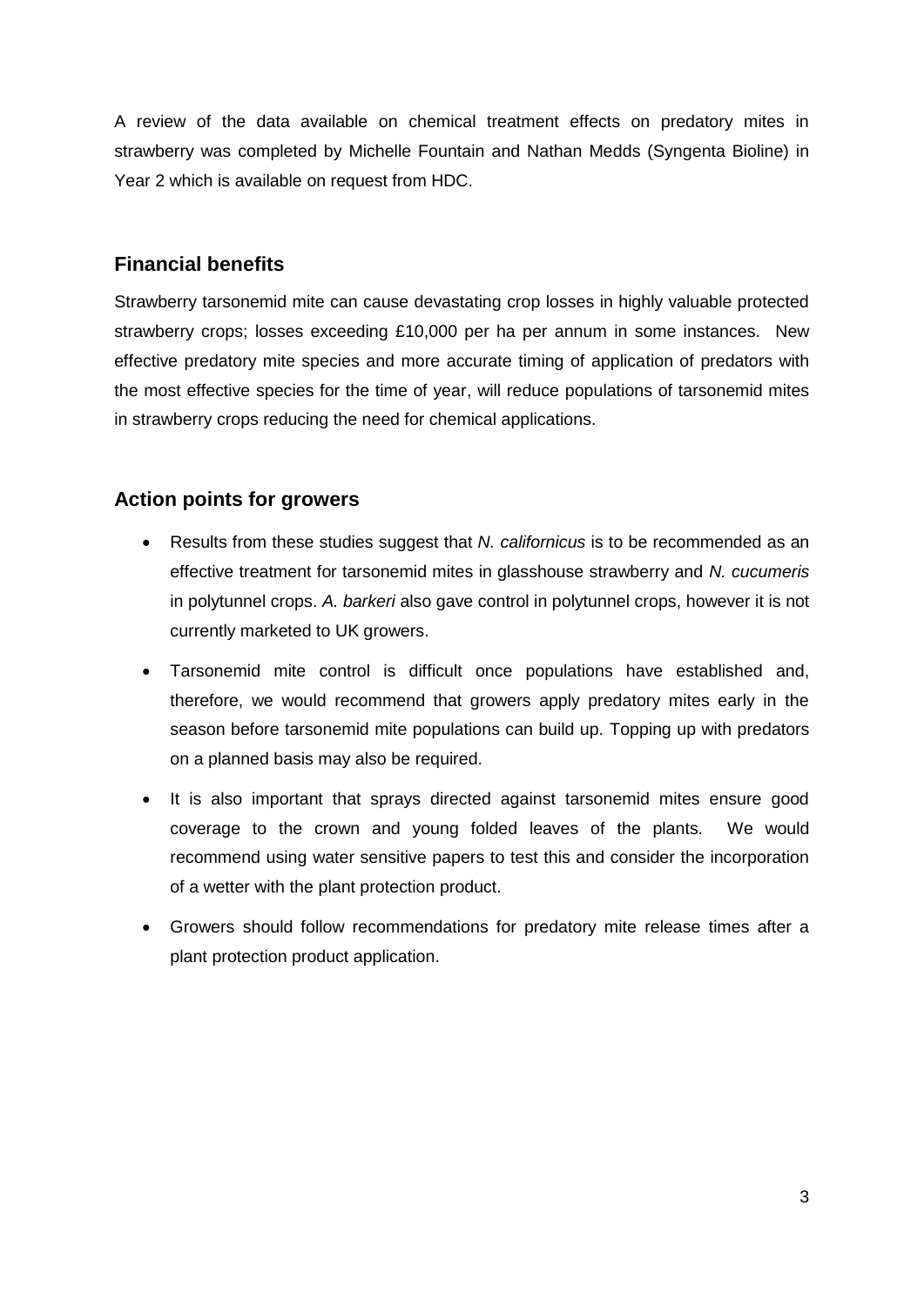A review of the data available on chemical treatment effects on predatory mites in strawberry was completed by Michelle Fountain and Nathan Medds (Syngenta Bioline) in Year 2 which is available on request from HDC.

## Financial benefits

Strawberry tarsonemid mite can cause devastating crop losses in highly valuable protected strawberry crops; losses exceeding £10,000 per ha per annum in some instances. New effective predatory mite species and more accurate timing of application of predators with the most effective species for the time of year, will reduce populations of tarsonemid mites in strawberry crops reducing the need for chemical applications.

## Action points for growers

- Results from these studies suggest that *N. californicus* is to be recommended as an effective treatment for tarsonemid mites in glasshouse strawberry and *N. cucumeris* in polytunnel crops. *A. barkeri* also gave control in polytunnel crops, however it is not currently marketed to UK growers.
- Tarsonemid mite control is difficult once populations have established and, therefore, we would recommend that growers apply predatory mites early in the season before tarsonemid mite populations can build up. Topping up with predators on a planned basis may also be required.
- It is also important that sprays directed against tarsonemid mites ensure good coverage to the crown and young folded leaves of the plants. We would recommend using water sensitive papers to test this and consider the incorporation of a wetter with the plant protection product.
- Growers should follow recommendations for predatory mite release times after a plant protection product application.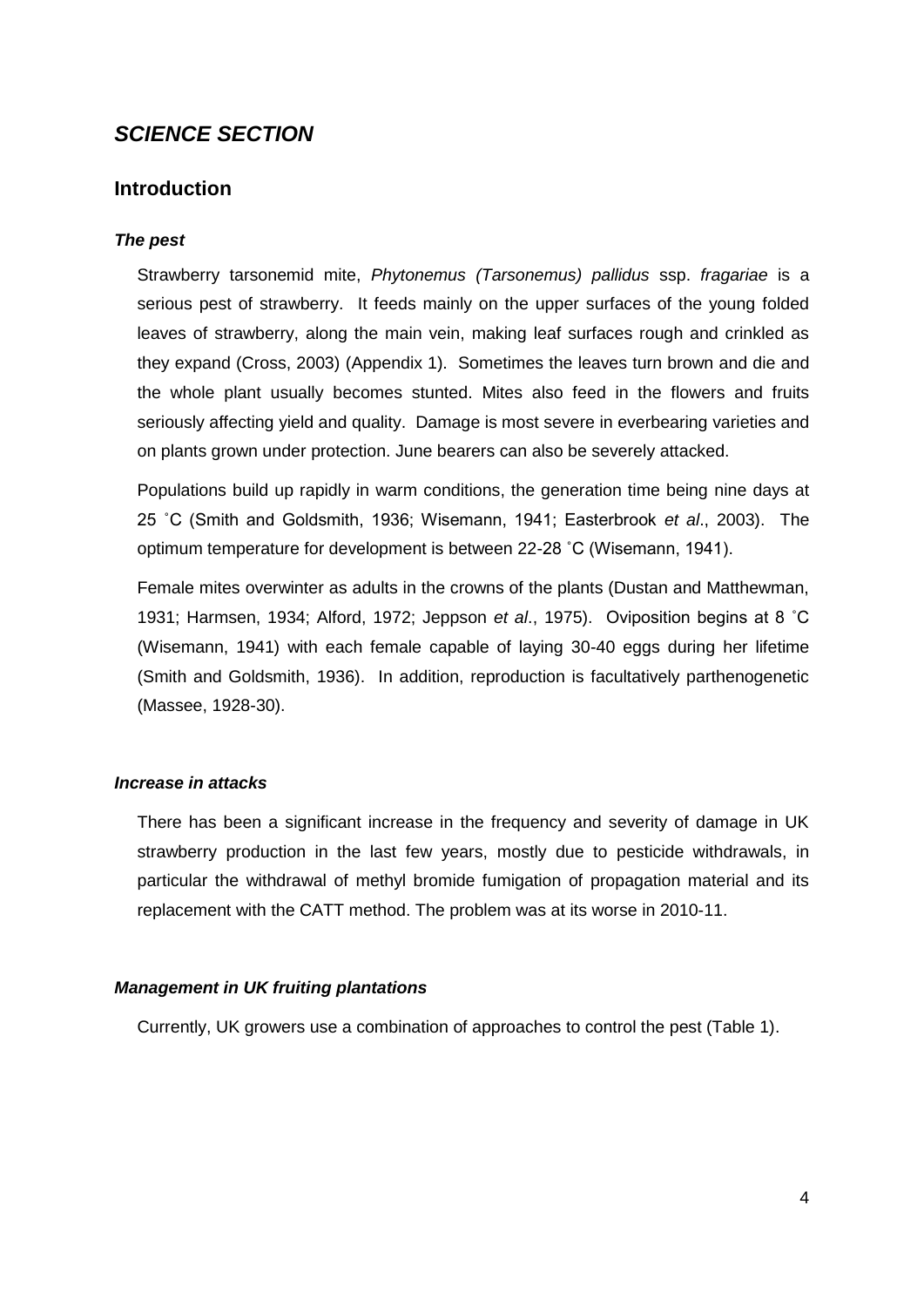## *SCIENCE SECTION*

### Introduction

#### *The pest*

Strawberry tarsonemid mite, *Phytonemus (Tarsonemus) pallidus* ssp. *fragariae* is a serious pest of strawberry. It feeds mainly on the upper surfaces of the young folded leaves of strawberry, along the main vein, making leaf surfaces rough and crinkled as they expand (Cross, 2003) (Appendix 1). Sometimes the leaves turn brown and die and the whole plant usually becomes stunted. Mites also feed in the flowers and fruits seriously affecting yield and quality. Damage is most severe in everbearing varieties and on plants grown under protection. June bearers can also be severely attacked.

Populations build up rapidly in warm conditions, the generation time being nine days at 25 ˚C (Smith and Goldsmith, 1936; Wisemann, 1941; Easterbrook *et al*., 2003). The optimum temperature for development is between 22-28 ˚C (Wisemann, 1941).

Female mites overwinter as adults in the crowns of the plants (Dustan and Matthewman, 1931; Harmsen, 1934; Alford, 1972; Jeppson *et al*., 1975). Oviposition begins at 8 ˚C (Wisemann, 1941) with each female capable of laying 30-40 eggs during her lifetime (Smith and Goldsmith, 1936). In addition, reproduction is facultatively parthenogenetic (Massee, 1928-30).

#### *Increase in attacks*

There has been a significant increase in the frequency and severity of damage in UK strawberry production in the last few years, mostly due to pesticide withdrawals, in particular the withdrawal of methyl bromide fumigation of propagation material and its replacement with the CATT method. The problem was at its worse in 2010-11.

#### *Management in UK fruiting plantations*

Currently, UK growers use a combination of approaches to control the pest (Table 1).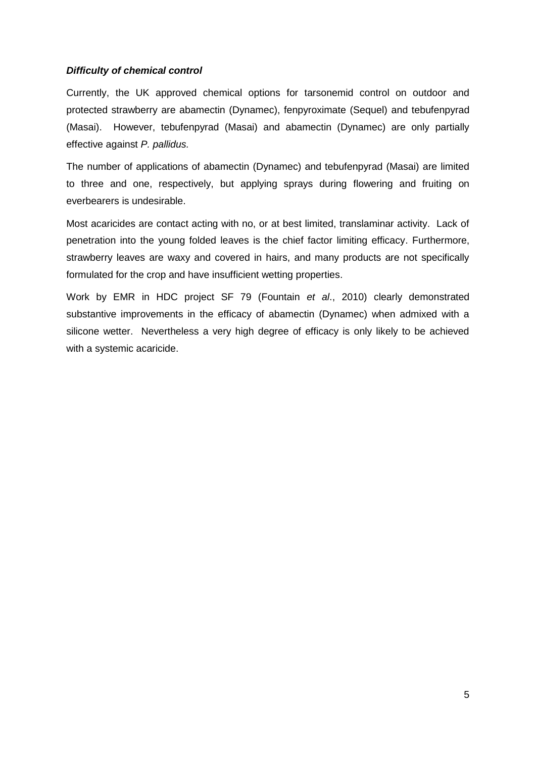***Difficulty of chemical control***

Currently, the UK approved chemical options for tarsonemid control on outdoor and protected strawberry are abamectin (Dynamec), fenpyroximate (Sequel) and tebufenpyrad (Masai). However, tebufenpyrad (Masai) and abamectin (Dynamec) are only partially effective against *P. pallidus.*

The number of applications of abamectin (Dynamec) and tebufenpyrad (Masai) are limited to three and one, respectively, but applying sprays during flowering and fruiting on everbearers is undesirable.

Most acaricides are contact acting with no, or at best limited, translaminar activity. Lack of penetration into the young folded leaves is the chief factor limiting efficacy. Furthermore, strawberry leaves are waxy and covered in hairs, and many products are not specifically formulated for the crop and have insufficient wetting properties.

Work by EMR in HDC project SF 79 (Fountain *et al*., 2010) clearly demonstrated substantive improvements in the efficacy of abamectin (Dynamec) when admixed with a silicone wetter. Nevertheless a very high degree of efficacy is only likely to be achieved with a systemic acaricide.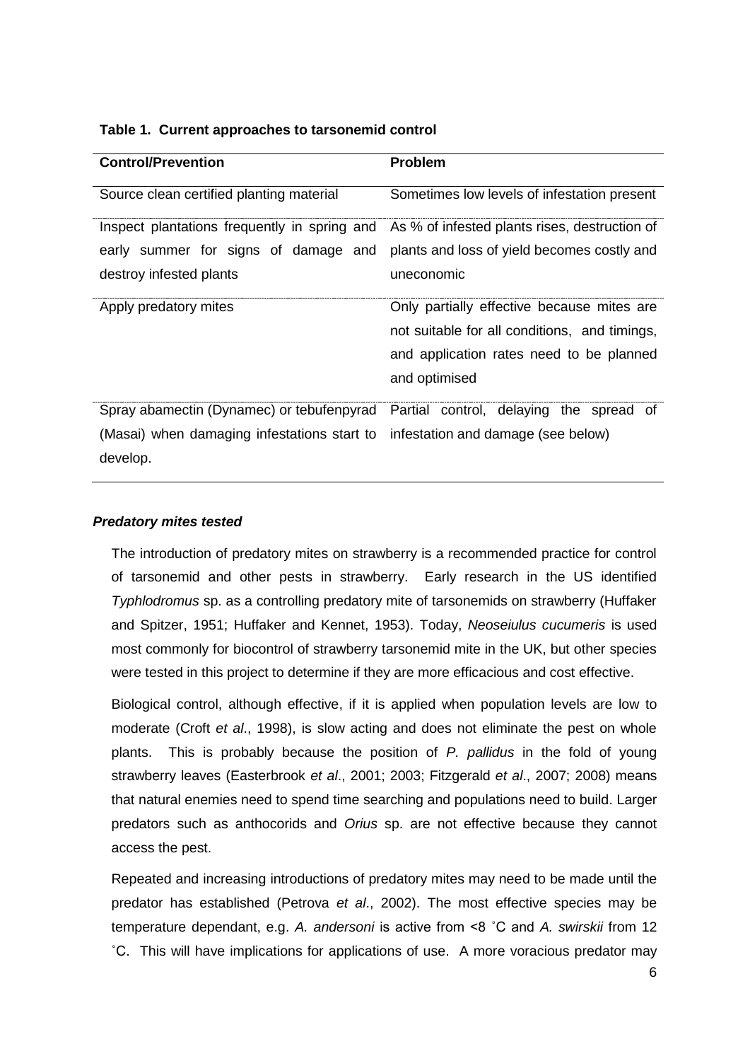**Table 1. Current approaches to tarsonemid control**

| Control/Prevention | Problem |
| --- | --- |
| Source clean certified planting material | Sometimes low levels of infestation present |
| Inspect plantations frequently in spring and early summer for signs of damage and destroy infested plants | As % of infested plants rises, destruction of plants and loss of yield becomes costly and uneconomic |
| Apply predatory mites | Only partially effective because mites are not suitable for all conditions, and timings, and application rates need to be planned and optimised |
| Spray abamectin (Dynamec) or tebufenpyrad (Masai) when damaging infestations start to develop. | Partial control, delaying the spread of infestation and damage (see below) |

***Predatory mites tested***

The introduction of predatory mites on strawberry is a recommended practice for control of tarsonemid and other pests in strawberry. Early research in the US identified *Typhlodromus* sp. as a controlling predatory mite of tarsonemids on strawberry (Huffaker and Spitzer, 1951; Huffaker and Kennet, 1953). Today, *Neoseiulus cucumeris* is used most commonly for biocontrol of strawberry tarsonemid mite in the UK, but other species were tested in this project to determine if they are more efficacious and cost effective.

Biological control, although effective, if it is applied when population levels are low to moderate (Croft *et al*., 1998), is slow acting and does not eliminate the pest on whole plants. This is probably because the position of *P. pallidus* in the fold of young strawberry leaves (Easterbrook *et al*., 2001; 2003; Fitzgerald *et al*., 2007; 2008) means that natural enemies need to spend time searching and populations need to build. Larger predators such as anthocorids and *Orius* sp. are not effective because they cannot access the pest.

Repeated and increasing introductions of predatory mites may need to be made until the predator has established (Petrova *et al*., 2002). The most effective species may be temperature dependant, e.g. *A. andersoni* is active from <8 ˚C and *A. swirskii* from 12 ˚C. This will have implications for applications of use. A more voracious predator may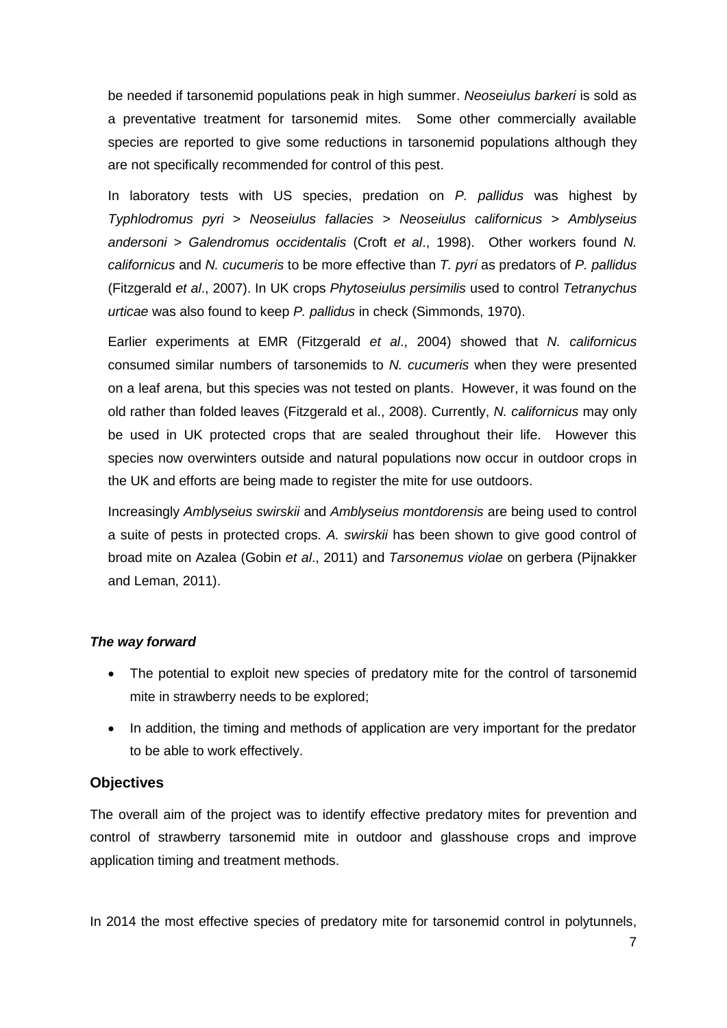be needed if tarsonemid populations peak in high summer. *Neoseiulus barkeri* is sold as a preventative treatment for tarsonemid mites. Some other commercially available species are reported to give some reductions in tarsonemid populations although they are not specifically recommended for control of this pest.

In laboratory tests with US species, predation on *P. pallidus* was highest by *Typhlodromus pyri* > *Neoseiulus fallacies* > *Neoseiulus californicus* > *Amblyseius andersoni* > *Galendromus occidentalis* (Croft *et al*., 1998). Other workers found *N. californicus* and *N. cucumeris* to be more effective than *T. pyri* as predators of *P. pallidus* (Fitzgerald *et al*., 2007). In UK crops *Phytoseiulus persimilis* used to control *Tetranychus urticae* was also found to keep *P. pallidus* in check (Simmonds, 1970).

Earlier experiments at EMR (Fitzgerald *et al*., 2004) showed that *N. californicus* consumed similar numbers of tarsonemids to *N. cucumeris* when they were presented on a leaf arena, but this species was not tested on plants. However, it was found on the old rather than folded leaves (Fitzgerald et al., 2008). Currently, *N. californicus* may only be used in UK protected crops that are sealed throughout their life. However this species now overwinters outside and natural populations now occur in outdoor crops in the UK and efforts are being made to register the mite for use outdoors.

Increasingly *Amblyseius swirskii* and *Amblyseius montdorensis* are being used to control a suite of pests in protected crops. *A. swirskii* has been shown to give good control of broad mite on Azalea (Gobin *et al*., 2011) and *Tarsonemus violae* on gerbera (Pijnakker and Leman, 2011).

***The way forward***

- The potential to exploit new species of predatory mite for the control of tarsonemid mite in strawberry needs to be explored;
- In addition, the timing and methods of application are very important for the predator to be able to work effectively.

## Objectives

The overall aim of the project was to identify effective predatory mites for prevention and control of strawberry tarsonemid mite in outdoor and glasshouse crops and improve application timing and treatment methods.

In 2014 the most effective species of predatory mite for tarsonemid control in polytunnels,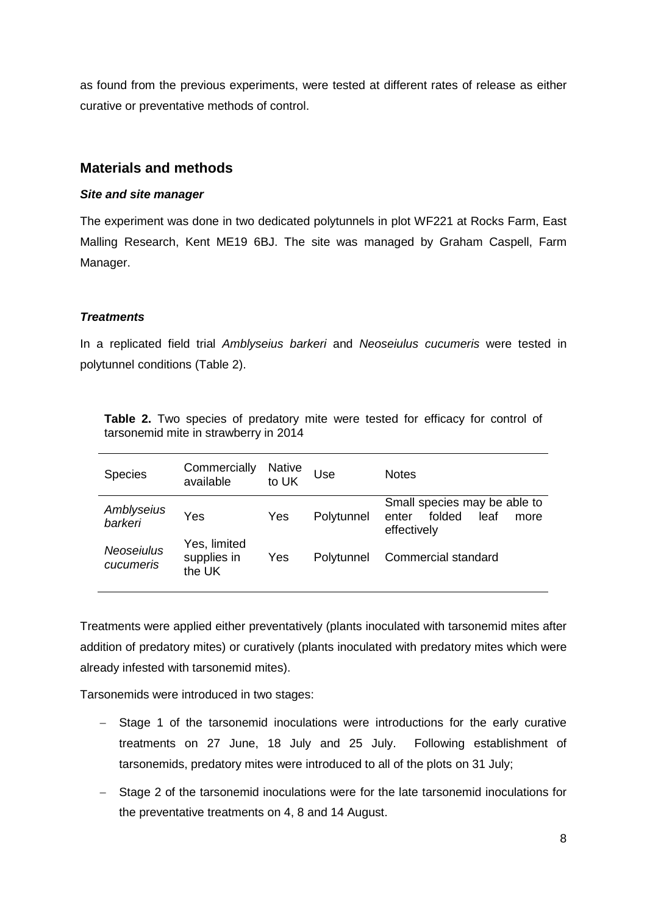as found from the previous experiments, were tested at different rates of release as either curative or preventative methods of control.

## Materials and methods

### *Site and site manager*

The experiment was done in two dedicated polytunnels in plot WF221 at Rocks Farm, East Malling Research, Kent ME19 6BJ. The site was managed by Graham Caspell, Farm Manager.

### *Treatments*

In a replicated field trial *Amblyseius barkeri* and *Neoseiulus cucumeris* were tested in polytunnel conditions (Table 2).

**Table 2.** Two species of predatory mite were tested for efficacy for control of tarsonemid mite in strawberry in 2014

| Species | Commercially available | Native to UK | Use | Notes |
|---|---|---|---|---|
| *Amblyseius barkeri* | Yes | Yes | Polytunnel | Small species may be able to enter folded leaf more effectively |
| *Neoseiulus cucumeris* | Yes, limited supplies in the UK | Yes | Polytunnel | Commercial standard |

Treatments were applied either preventatively (plants inoculated with tarsonemid mites after addition of predatory mites) or curatively (plants inoculated with predatory mites which were already infested with tarsonemid mites).

Tarsonemids were introduced in two stages:

- Stage 1 of the tarsonemid inoculations were introductions for the early curative treatments on 27 June, 18 July and 25 July. Following establishment of tarsonemids, predatory mites were introduced to all of the plots on 31 July;
- Stage 2 of the tarsonemid inoculations were for the late tarsonemid inoculations for the preventative treatments on 4, 8 and 14 August.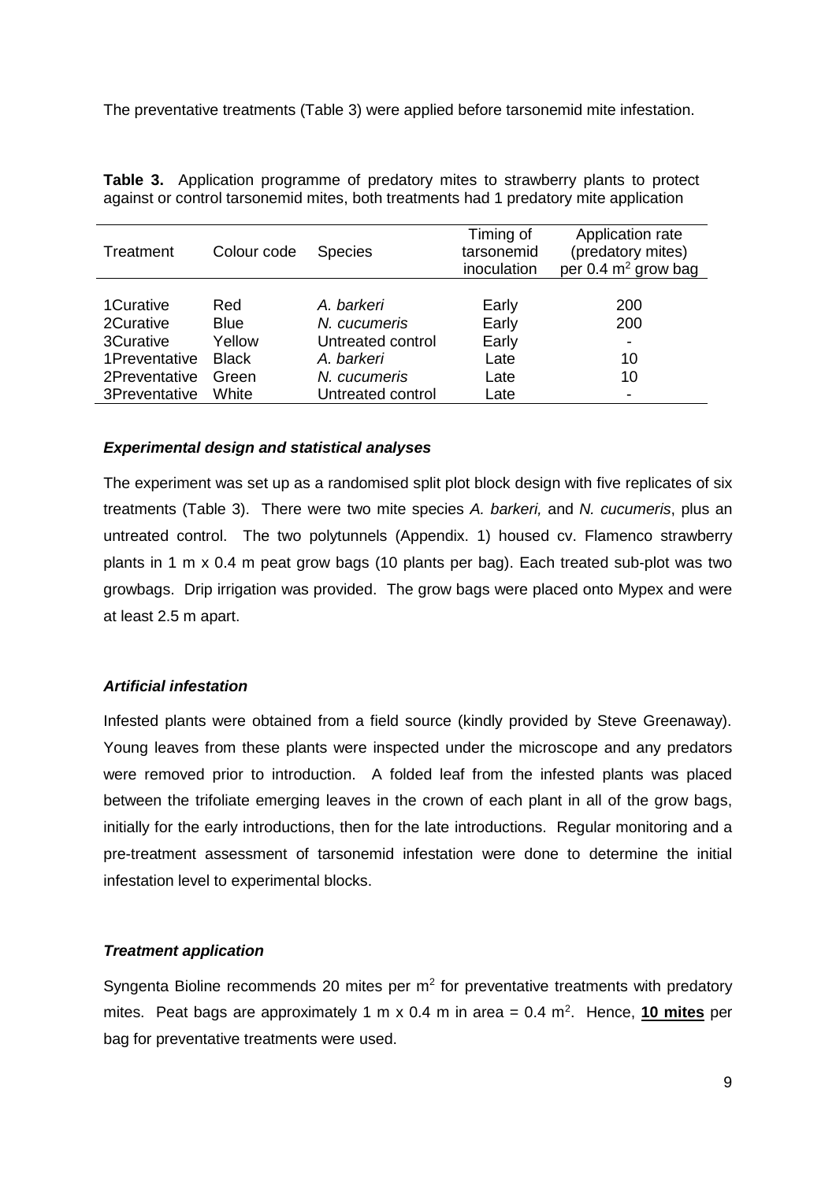The preventative treatments (Table 3) were applied before tarsonemid mite infestation.

**Table 3.** Application programme of predatory mites to strawberry plants to protect against or control tarsonemid mites, both treatments had 1 predatory mite application

| Treatment | Colour code | Species | Timing of tarsonemid inoculation | Application rate (predatory mites) per 0.4 $m^2$ grow bag |
|---|---|---|---|---|
| 1Curative | Red | *A. barkeri* | Early | 200 |
| 2Curative | Blue | *N. cucumeris* | Early | 200 |
| 3Curative | Yellow | Untreated control | Early | - |
| 1Preventative | Black | *A. barkeri* | Late | 10 |
| 2Preventative | Green | *N. cucumeris* | Late | 10 |
| 3Preventative | White | Untreated control | Late | - |

### *Experimental design and statistical analyses*

The experiment was set up as a randomised split plot block design with five replicates of six treatments (Table 3). There were two mite species *A. barkeri,* and *N. cucumeris*, plus an untreated control. The two polytunnels (Appendix. 1) housed cv. Flamenco strawberry plants in 1 m x 0.4 m peat grow bags (10 plants per bag). Each treated sub-plot was two growbags. Drip irrigation was provided. The grow bags were placed onto Mypex and were at least 2.5 m apart.

### *Artificial infestation*

Infested plants were obtained from a field source (kindly provided by Steve Greenaway). Young leaves from these plants were inspected under the microscope and any predators were removed prior to introduction. A folded leaf from the infested plants was placed between the trifoliate emerging leaves in the crown of each plant in all of the grow bags, initially for the early introductions, then for the late introductions. Regular monitoring and a pre-treatment assessment of tarsonemid infestation were done to determine the initial infestation level to experimental blocks.

### *Treatment application*

Syngenta Bioline recommends 20 mites per $m^2$ for preventative treatments with predatory mites. Peat bags are approximately 1 m x 0.4 m in area = 0.4 $m^2$. Hence, **<u>10 mites</u>** per bag for preventative treatments were used.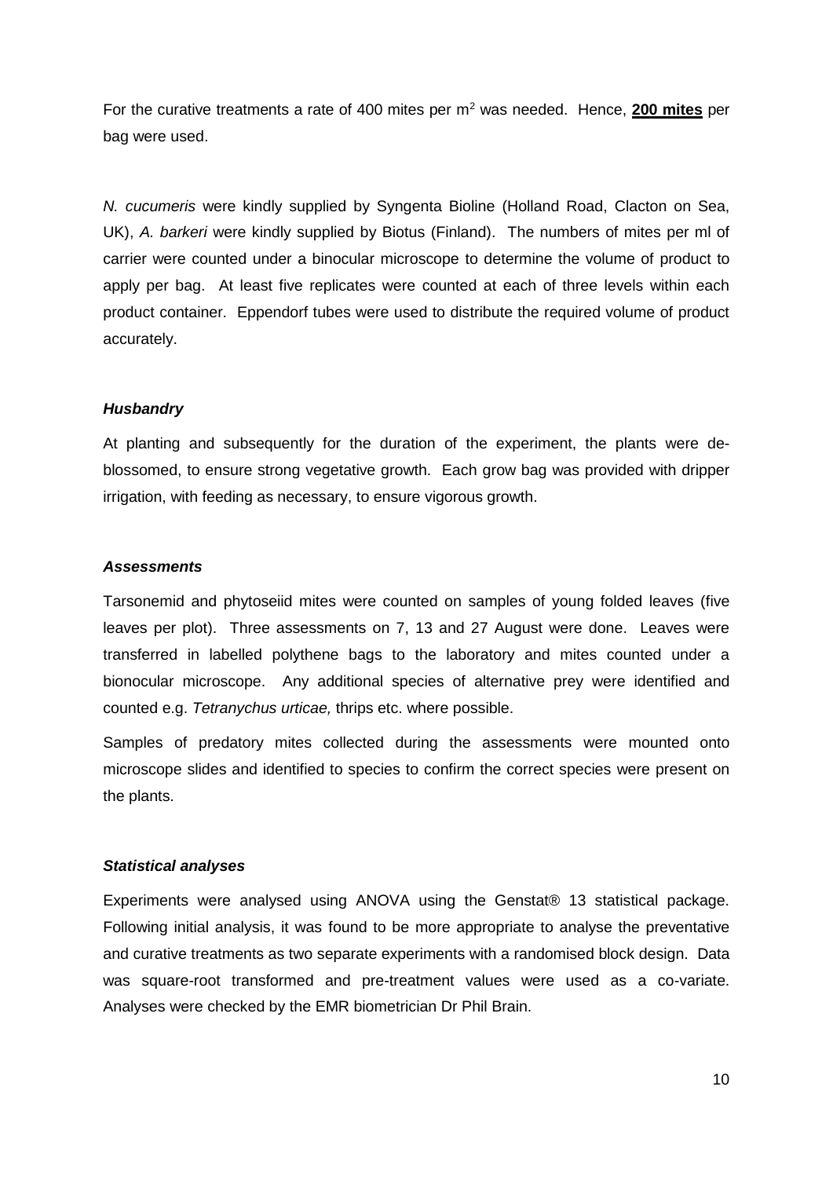For the curative treatments a rate of 400 mites per $m^2$ was needed. Hence, **<u>200 mites</u>** per bag were used.

*N. cucumeris* were kindly supplied by Syngenta Bioline (Holland Road, Clacton on Sea, UK), *A. barkeri* were kindly supplied by Biotus (Finland). The numbers of mites per ml of carrier were counted under a binocular microscope to determine the volume of product to apply per bag. At least five replicates were counted at each of three levels within each product container. Eppendorf tubes were used to distribute the required volume of product accurately.

***Husbandry***

At planting and subsequently for the duration of the experiment, the plants were de-blossomed, to ensure strong vegetative growth. Each grow bag was provided with dripper irrigation, with feeding as necessary, to ensure vigorous growth.

***Assessments***

Tarsonemid and phytoseiid mites were counted on samples of young folded leaves (five leaves per plot). Three assessments on 7, 13 and 27 August were done. Leaves were transferred in labelled polythene bags to the laboratory and mites counted under a bionocular microscope. Any additional species of alternative prey were identified and counted e.g. *Tetranychus urticae,* thrips etc. where possible.

Samples of predatory mites collected during the assessments were mounted onto microscope slides and identified to species to confirm the correct species were present on the plants.

***Statistical analyses***

Experiments were analysed using ANOVA using the Genstat® 13 statistical package. Following initial analysis, it was found to be more appropriate to analyse the preventative and curative treatments as two separate experiments with a randomised block design. Data was square-root transformed and pre-treatment values were used as a co-variate. Analyses were checked by the EMR biometrician Dr Phil Brain.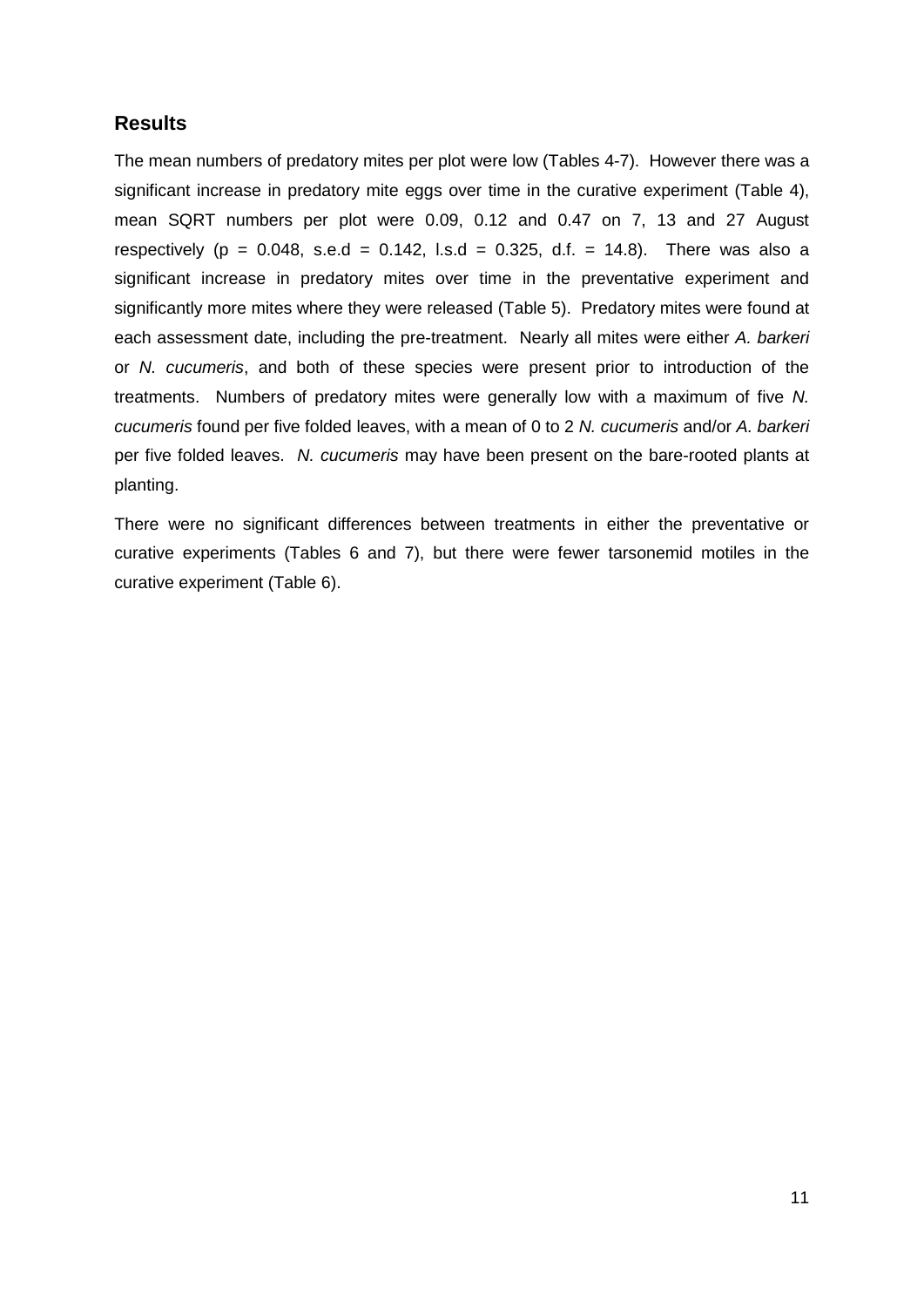## Results

The mean numbers of predatory mites per plot were low (Tables 4-7). However there was a significant increase in predatory mite eggs over time in the curative experiment (Table 4), mean SQRT numbers per plot were 0.09, 0.12 and 0.47 on 7, 13 and 27 August respectively ($p = 0.048$, s.e.d = 0.142, l.s.d = 0.325, d.f. = 14.8). There was also a significant increase in predatory mites over time in the preventative experiment and significantly more mites where they were released (Table 5). Predatory mites were found at each assessment date, including the pre-treatment. Nearly all mites were either *A. barkeri* or *N. cucumeris*, and both of these species were present prior to introduction of the treatments. Numbers of predatory mites were generally low with a maximum of five *N. cucumeris* found per five folded leaves, with a mean of 0 to 2 *N. cucumeris* and/or *A. barkeri* per five folded leaves. *N. cucumeris* may have been present on the bare-rooted plants at planting.

There were no significant differences between treatments in either the preventative or curative experiments (Tables 6 and 7), but there were fewer tarsonemid motiles in the curative experiment (Table 6).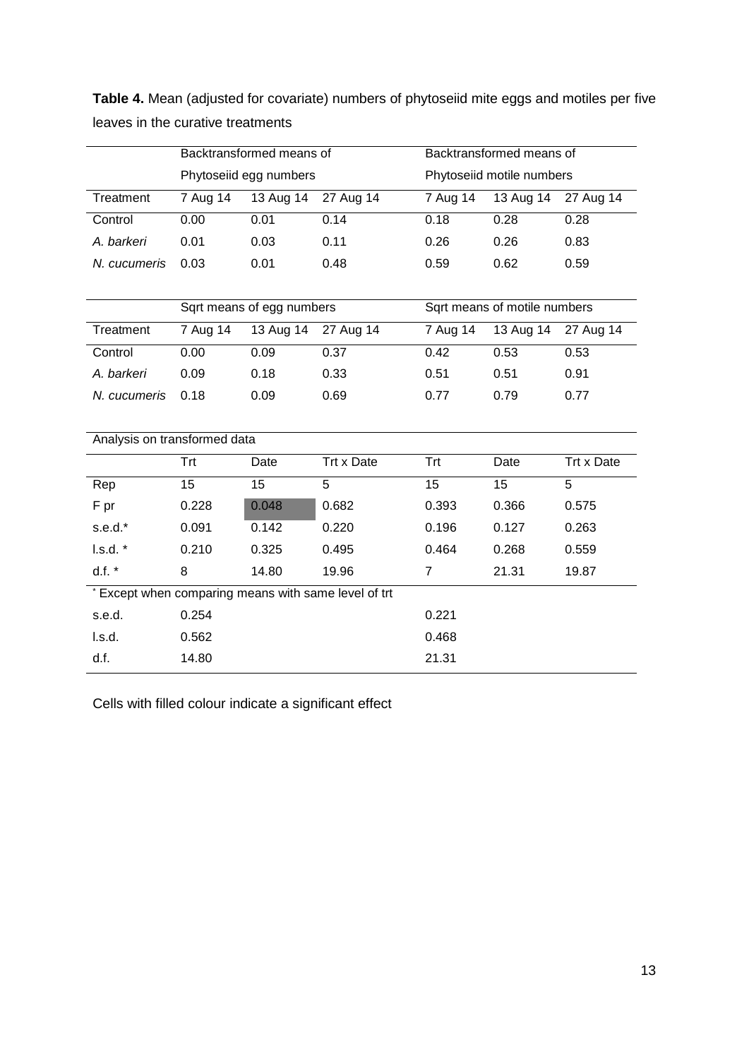**Table 4.** Mean (adjusted for covariate) numbers of phytoseiid mite eggs and motiles per five leaves in the curative treatments

| | Backtransformed means of Phytoseiid egg numbers | | | Backtransformed means of Phytoseiid motile numbers | | |
|---|---|---|---|---|---|---|
| Treatment | 7 Aug 14 | 13 Aug 14 | 27 Aug 14 | 7 Aug 14 | 13 Aug 14 | 27 Aug 14 |
| Control | 0.00 | 0.01 | 0.14 | 0.18 | 0.28 | 0.28 |
| *A. barkeri* | 0.01 | 0.03 | 0.11 | 0.26 | 0.26 | 0.83 |
| *N. cucumeris* | 0.03 | 0.01 | 0.48 | 0.59 | 0.62 | 0.59 |

| | Sqrt means of egg numbers | | | Sqrt means of motile numbers | | |
|---|---|---|---|---|---|---|
| Treatment | 7 Aug 14 | 13 Aug 14 | 27 Aug 14 | 7 Aug 14 | 13 Aug 14 | 27 Aug 14 |
| Control | 0.00 | 0.09 | 0.37 | 0.42 | 0.53 | 0.53 |
| *A. barkeri* | 0.09 | 0.18 | 0.33 | 0.51 | 0.51 | 0.91 |
| *N. cucumeris* | 0.18 | 0.09 | 0.69 | 0.77 | 0.79 | 0.77 |

| Analysis on transformed data | | | | | | |
|---|---|---|---|---|---|---|
| | Trt | Date | Trt x Date | Trt | Date | Trt x Date |
| Rep | 15 | 15 | 5 | 15 | 15 | 5 |
| F pr | 0.228 | 0.048 | 0.682 | 0.393 | 0.366 | 0.575 |
| s.e.d.* | 0.091 | 0.142 | 0.220 | 0.196 | 0.127 | 0.263 |
| l.s.d. * | 0.210 | 0.325 | 0.495 | 0.464 | 0.268 | 0.559 |
| d.f. * | 8 | 14.80 | 19.96 | 7 | 21.31 | 19.87 |
| * Except when comparing means with same level of trt | | | | | | |
| s.e.d. | 0.254 | | | 0.221 | | |
| l.s.d. | 0.562 | | | 0.468 | | |
| d.f. | 14.80 | | | 21.31 | | |

Cells with filled colour indicate a significant effect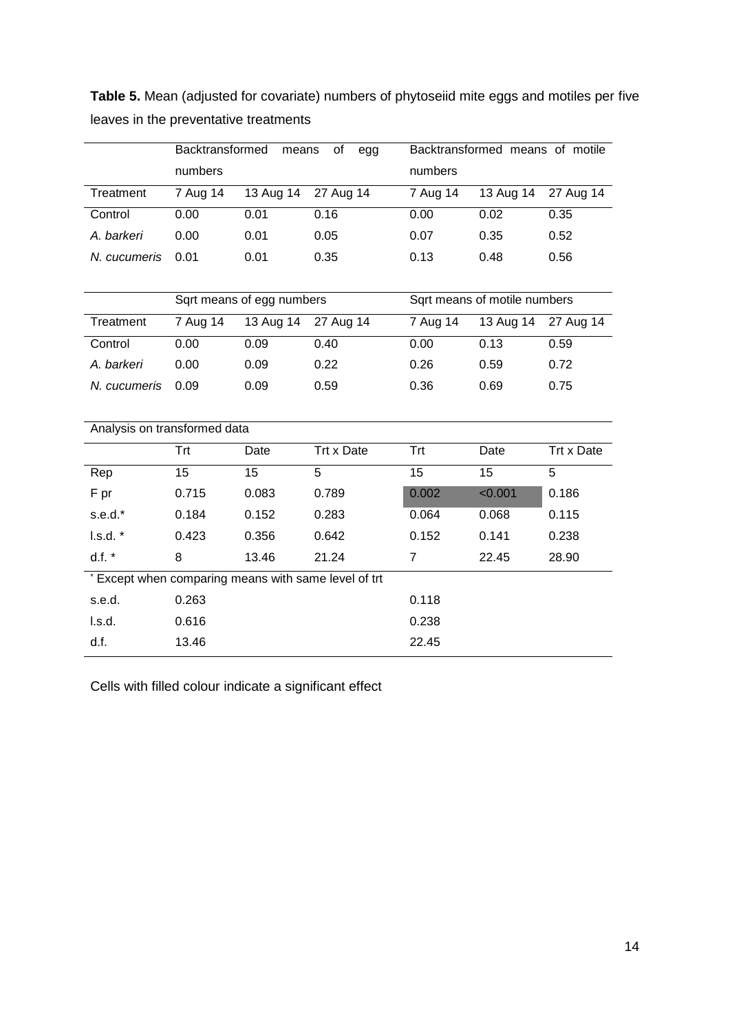**Table 5.** Mean (adjusted for covariate) numbers of phytoseiid mite eggs and motiles per five leaves in the preventative treatments

| | Backtransformed means of egg numbers | | | Backtransformed means of motile numbers | | |
|---|---|---|---|---|---|---|
| Treatment | 7 Aug 14 | 13 Aug 14 | 27 Aug 14 | 7 Aug 14 | 13 Aug 14 | 27 Aug 14 |
| Control | 0.00 | 0.01 | 0.16 | 0.00 | 0.02 | 0.35 |
| *A. barkeri* | 0.00 | 0.01 | 0.05 | 0.07 | 0.35 | 0.52 |
| *N. cucumeris* | 0.01 | 0.01 | 0.35 | 0.13 | 0.48 | 0.56 |

| | Sqrt means of egg numbers | | | Sqrt means of motile numbers | | |
|---|---|---|---|---|---|---|
| Treatment | 7 Aug 14 | 13 Aug 14 | 27 Aug 14 | 7 Aug 14 | 13 Aug 14 | 27 Aug 14 |
| Control | 0.00 | 0.09 | 0.40 | 0.00 | 0.13 | 0.59 |
| *A. barkeri* | 0.00 | 0.09 | 0.22 | 0.26 | 0.59 | 0.72 |
| *N. cucumeris* | 0.09 | 0.09 | 0.59 | 0.36 | 0.69 | 0.75 |

| Analysis on transformed data | | | | | | |
|---|---|---|---|---|---|---|
| | Trt | Date | Trt x Date | Trt | Date | Trt x Date |
| Rep | 15 | 15 | 5 | 15 | 15 | 5 |
| F pr | 0.715 | 0.083 | 0.789 | 0.002 | <0.001 | 0.186 |
| s.e.d.* | 0.184 | 0.152 | 0.283 | 0.064 | 0.068 | 0.115 |
| l.s.d. * | 0.423 | 0.356 | 0.642 | 0.152 | 0.141 | 0.238 |
| d.f. * | 8 | 13.46 | 21.24 | 7 | 22.45 | 28.90 |
| * Except when comparing means with same level of trt | | | | | | |
| s.e.d. | 0.263 | | | 0.118 | | |
| l.s.d. | 0.616 | | | 0.238 | | |
| d.f. | 13.46 | | | 22.45 | | |

Cells with filled colour indicate a significant effect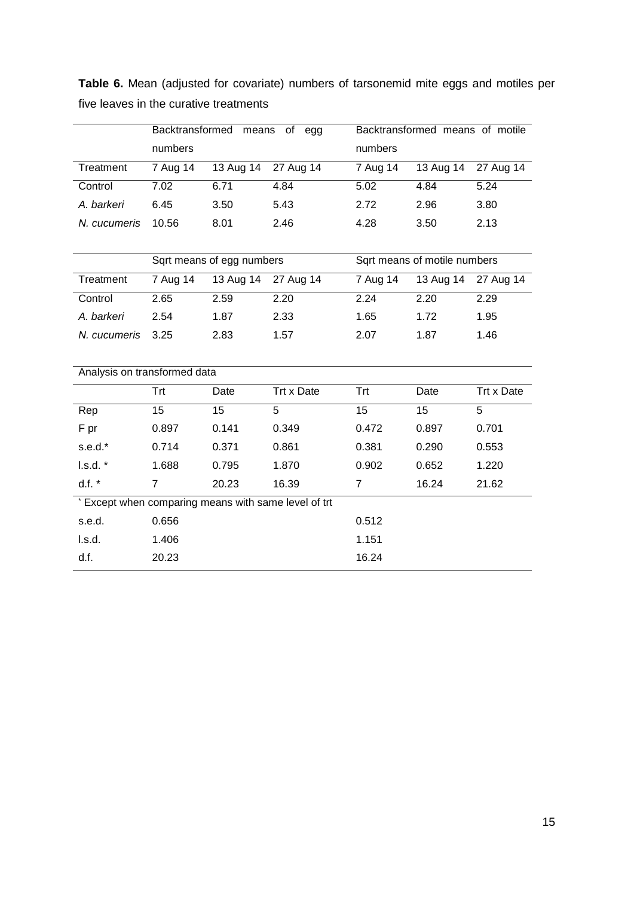**Table 6.** Mean (adjusted for covariate) numbers of tarsonemid mite eggs and motiles per five leaves in the curative treatments

| | Backtransformed means of egg numbers | | | Backtransformed means of motile numbers | | |
|---|---|---|---|---|---|---|
| Treatment | 7 Aug 14 | 13 Aug 14 | 27 Aug 14 | 7 Aug 14 | 13 Aug 14 | 27 Aug 14 |
| Control | 7.02 | 6.71 | 4.84 | 5.02 | 4.84 | 5.24 |
| *A. barkeri* | 6.45 | 3.50 | 5.43 | 2.72 | 2.96 | 3.80 |
| *N. cucumeris* | 10.56 | 8.01 | 2.46 | 4.28 | 3.50 | 2.13 |

| | Sqrt means of egg numbers | | | Sqrt means of motile numbers | | |
|---|---|---|---|---|---|---|
| Treatment | 7 Aug 14 | 13 Aug 14 | 27 Aug 14 | 7 Aug 14 | 13 Aug 14 | 27 Aug 14 |
| Control | 2.65 | 2.59 | 2.20 | 2.24 | 2.20 | 2.29 |
| *A. barkeri* | 2.54 | 1.87 | 2.33 | 1.65 | 1.72 | 1.95 |
| *N. cucumeris* | 3.25 | 2.83 | 1.57 | 2.07 | 1.87 | 1.46 |

| Analysis on transformed data | | | | | | |
|---|---|---|---|---|---|---|
| | Trt | Date | Trt x Date | Trt | Date | Trt x Date |
| Rep | 15 | 15 | 5 | 15 | 15 | 5 |
| F pr | 0.897 | 0.141 | 0.349 | 0.472 | 0.897 | 0.701 |
| s.e.d.* | 0.714 | 0.371 | 0.861 | 0.381 | 0.290 | 0.553 |
| l.s.d. * | 1.688 | 0.795 | 1.870 | 0.902 | 0.652 | 1.220 |
| d.f. * | 7 | 20.23 | 16.39 | 7 | 16.24 | 21.62 |
| * Except when comparing means with same level of trt | | | | | | |
| s.e.d. | 0.656 | | | 0.512 | | |
| l.s.d. | 1.406 | | | 1.151 | | |
| d.f. | 20.23 | | | 16.24 | | |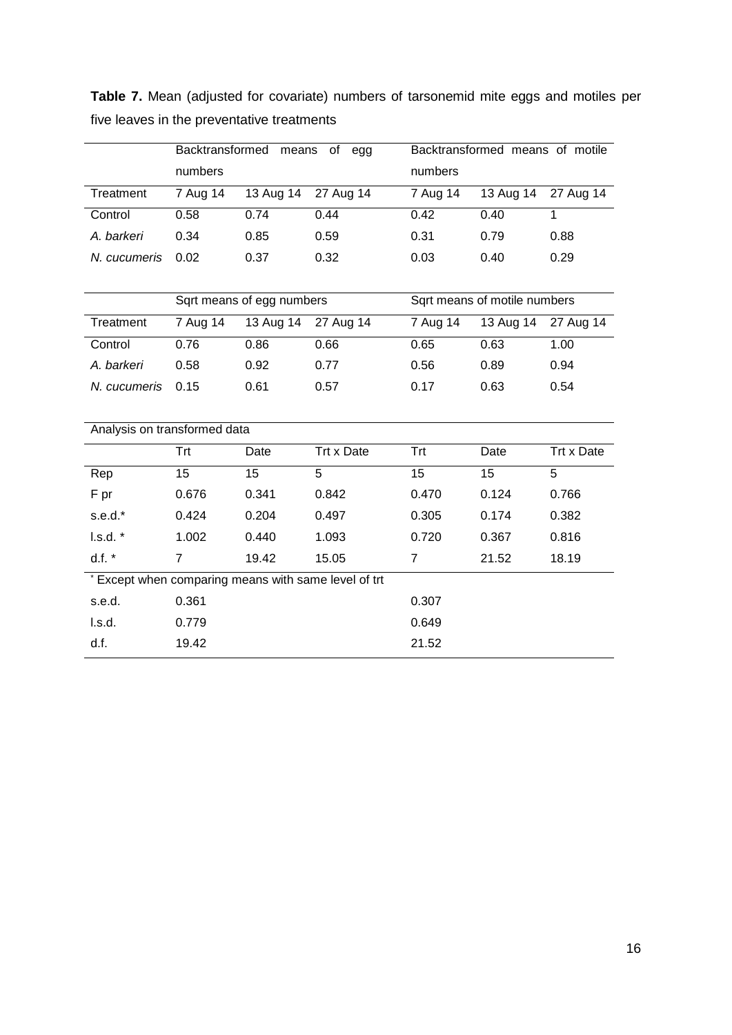**Table 7.** Mean (adjusted for covariate) numbers of tarsonemid mite eggs and motiles per five leaves in the preventative treatments

| | Backtransformed means of egg numbers | | | Backtransformed means of motile numbers | | |
|---|---|---|---|---|---|---|
| Treatment | 7 Aug 14 | 13 Aug 14 | 27 Aug 14 | 7 Aug 14 | 13 Aug 14 | 27 Aug 14 |
| Control | 0.58 | 0.74 | 0.44 | 0.42 | 0.40 | 1 |
| *A. barkeri* | 0.34 | 0.85 | 0.59 | 0.31 | 0.79 | 0.88 |
| *N. cucumeris* | 0.02 | 0.37 | 0.32 | 0.03 | 0.40 | 0.29 |

| | Sqrt means of egg numbers | | | Sqrt means of motile numbers | | |
|---|---|---|---|---|---|---|
| Treatment | 7 Aug 14 | 13 Aug 14 | 27 Aug 14 | 7 Aug 14 | 13 Aug 14 | 27 Aug 14 |
| Control | 0.76 | 0.86 | 0.66 | 0.65 | 0.63 | 1.00 |
| *A. barkeri* | 0.58 | 0.92 | 0.77 | 0.56 | 0.89 | 0.94 |
| *N. cucumeris* | 0.15 | 0.61 | 0.57 | 0.17 | 0.63 | 0.54 |

| Analysis on transformed data | | | | | | |
|---|---|---|---|---|---|---|
| | Trt | Date | Trt x Date | Trt | Date | Trt x Date |
| Rep | 15 | 15 | 5 | 15 | 15 | 5 |
| F pr | 0.676 | 0.341 | 0.842 | 0.470 | 0.124 | 0.766 |
| s.e.d.* | 0.424 | 0.204 | 0.497 | 0.305 | 0.174 | 0.382 |
| l.s.d. * | 1.002 | 0.440 | 1.093 | 0.720 | 0.367 | 0.816 |
| d.f. * | 7 | 19.42 | 15.05 | 7 | 21.52 | 18.19 |
| * Except when comparing means with same level of trt | | | | | | |
| s.e.d. | 0.361 | | | 0.307 | | |
| l.s.d. | 0.779 | | | 0.649 | | |
| d.f. | 19.42 | | | 21.52 | | |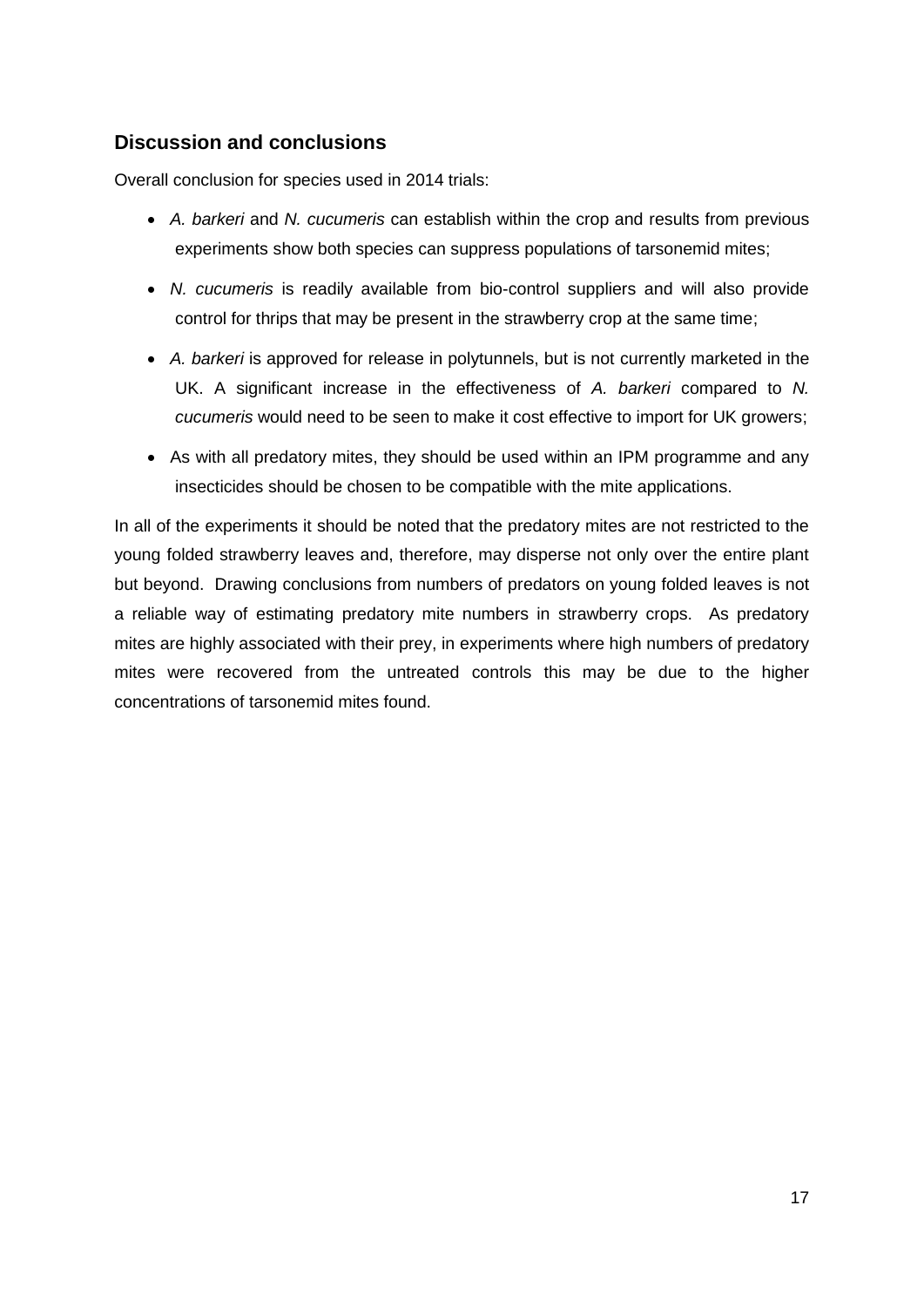## Discussion and conclusions

Overall conclusion for species used in 2014 trials:

- *A. barkeri* and *N. cucumeris* can establish within the crop and results from previous experiments show both species can suppress populations of tarsonemid mites;
- *N. cucumeris* is readily available from bio-control suppliers and will also provide control for thrips that may be present in the strawberry crop at the same time;
- *A. barkeri* is approved for release in polytunnels, but is not currently marketed in the UK. A significant increase in the effectiveness of *A. barkeri* compared to *N. cucumeris* would need to be seen to make it cost effective to import for UK growers;
- As with all predatory mites, they should be used within an IPM programme and any insecticides should be chosen to be compatible with the mite applications.

In all of the experiments it should be noted that the predatory mites are not restricted to the young folded strawberry leaves and, therefore, may disperse not only over the entire plant but beyond. Drawing conclusions from numbers of predators on young folded leaves is not a reliable way of estimating predatory mite numbers in strawberry crops. As predatory mites are highly associated with their prey, in experiments where high numbers of predatory mites were recovered from the untreated controls this may be due to the higher concentrations of tarsonemid mites found.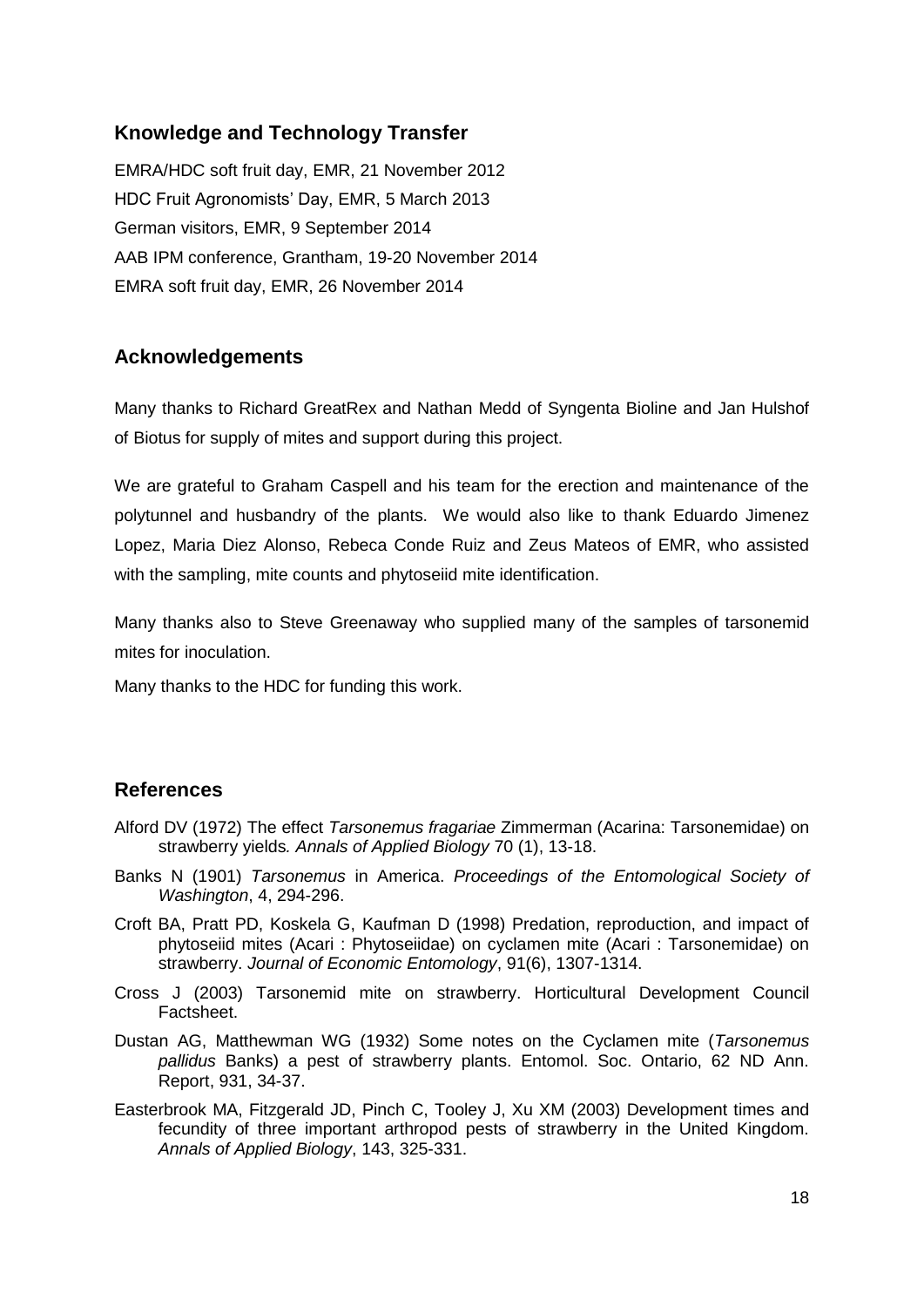## Knowledge and Technology Transfer

EMRA/HDC soft fruit day, EMR, 21 November 2012
HDC Fruit Agronomists' Day, EMR, 5 March 2013
German visitors, EMR, 9 September 2014
AAB IPM conference, Grantham, 19-20 November 2014
EMRA soft fruit day, EMR, 26 November 2014

## Acknowledgements

Many thanks to Richard GreatRex and Nathan Medd of Syngenta Bioline and Jan Hulshof of Biotus for supply of mites and support during this project.

We are grateful to Graham Caspell and his team for the erection and maintenance of the polytunnel and husbandry of the plants. We would also like to thank Eduardo Jimenez Lopez, Maria Diez Alonso, Rebeca Conde Ruiz and Zeus Mateos of EMR, who assisted with the sampling, mite counts and phytoseiid mite identification.

Many thanks also to Steve Greenaway who supplied many of the samples of tarsonemid mites for inoculation.

Many thanks to the HDC for funding this work.

## References

Alford DV (1972) The effect *Tarsonemus fragariae* Zimmerman (Acarina: Tarsonemidae) on strawberry yields*. Annals of Applied Biology* 70 (1), 13-18.

Banks N (1901) *Tarsonemus* in America. *Proceedings of the Entomological Society of Washington*, 4, 294-296.

Croft BA, Pratt PD, Koskela G, Kaufman D (1998) Predation, reproduction, and impact of phytoseiid mites (Acari : Phytoseiidae) on cyclamen mite (Acari : Tarsonemidae) on strawberry. *Journal of Economic Entomology*, 91(6), 1307-1314.

Cross J (2003) Tarsonemid mite on strawberry. Horticultural Development Council Factsheet.

Dustan AG, Matthewman WG (1932) Some notes on the Cyclamen mite (*Tarsonemus pallidus* Banks) a pest of strawberry plants. Entomol. Soc. Ontario, 62 ND Ann. Report, 931, 34-37.

Easterbrook MA, Fitzgerald JD, Pinch C, Tooley J, Xu XM (2003) Development times and fecundity of three important arthropod pests of strawberry in the United Kingdom. *Annals of Applied Biology*, 143, 325-331.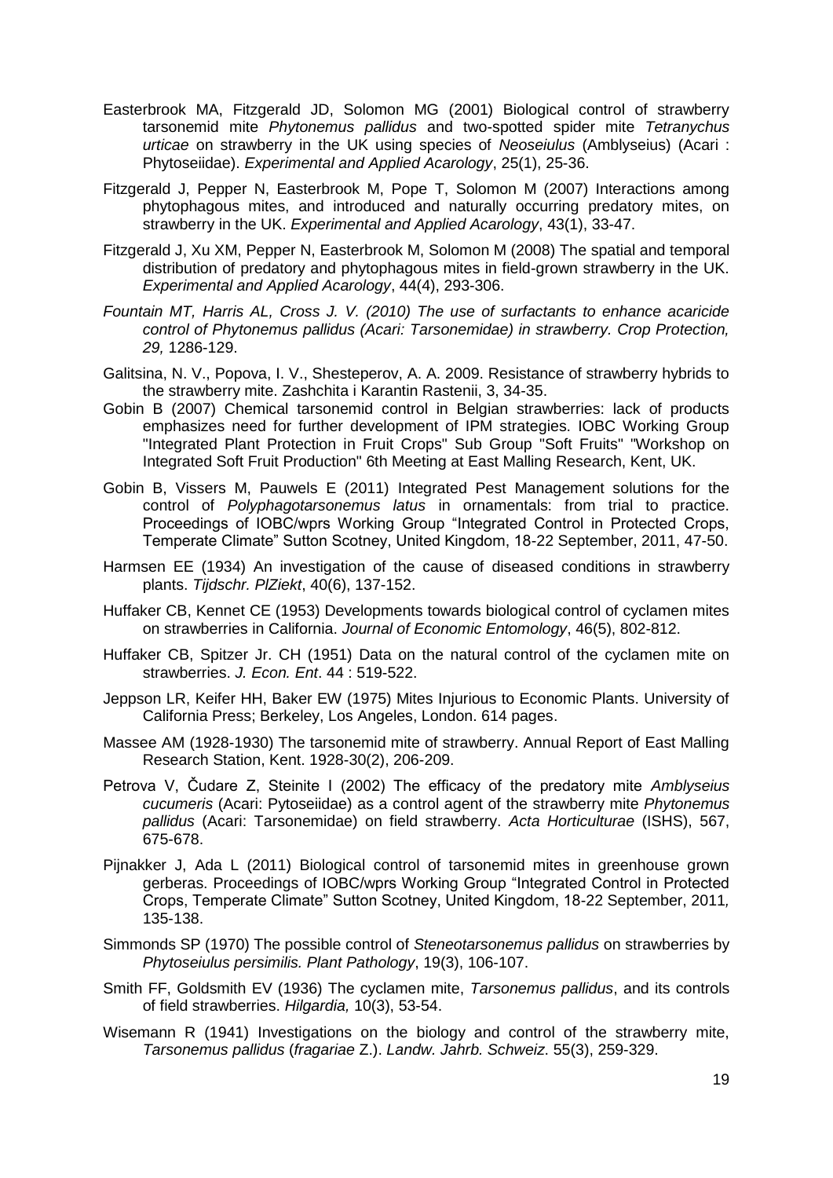Easterbrook MA, Fitzgerald JD, Solomon MG (2001) Biological control of strawberry tarsonemid mite *Phytonemus pallidus* and two-spotted spider mite *Tetranychus urticae* on strawberry in the UK using species of *Neoseiulus* (Amblyseius) (Acari : Phytoseiidae). *Experimental and Applied Acarology*, 25(1), 25-36.

Fitzgerald J, Pepper N, Easterbrook M, Pope T, Solomon M (2007) Interactions among phytophagous mites, and introduced and naturally occurring predatory mites, on strawberry in the UK. *Experimental and Applied Acarology*, 43(1), 33-47.

Fitzgerald J, Xu XM, Pepper N, Easterbrook M, Solomon M (2008) The spatial and temporal distribution of predatory and phytophagous mites in field-grown strawberry in the UK. *Experimental and Applied Acarology*, 44(4), 293-306.

*Fountain MT, Harris AL, Cross J. V. (2010) The use of surfactants to enhance acaricide control of Phytonemus pallidus (Acari: Tarsonemidae) in strawberry. Crop Protection, 29,* 1286-129.

Galitsina, N. V., Popova, I. V., Shesteperov, A. A. 2009. Resistance of strawberry hybrids to the strawberry mite. Zashchita i Karantin Rastenii, 3, 34-35.

Gobin B (2007) Chemical tarsonemid control in Belgian strawberries: lack of products emphasizes need for further development of IPM strategies. IOBC Working Group "Integrated Plant Protection in Fruit Crops" Sub Group "Soft Fruits" "Workshop on Integrated Soft Fruit Production" 6th Meeting at East Malling Research, Kent, UK.

Gobin B, Vissers M, Pauwels E (2011) Integrated Pest Management solutions for the control of *Polyphagotarsonemus latus* in ornamentals: from trial to practice. Proceedings of IOBC/wprs Working Group "Integrated Control in Protected Crops, Temperate Climate" Sutton Scotney, United Kingdom, 18-22 September, 2011, 47-50.

Harmsen EE (1934) An investigation of the cause of diseased conditions in strawberry plants. *Tijdschr. PlZiekt*, 40(6), 137-152.

Huffaker CB, Kennet CE (1953) Developments towards biological control of cyclamen mites on strawberries in California. *Journal of Economic Entomology*, 46(5), 802-812.

Huffaker CB, Spitzer Jr. CH (1951) Data on the natural control of the cyclamen mite on strawberries. *J. Econ. Ent*. 44 : 519-522.

Jeppson LR, Keifer HH, Baker EW (1975) Mites Injurious to Economic Plants. University of California Press; Berkeley, Los Angeles, London. 614 pages.

Massee AM (1928-1930) The tarsonemid mite of strawberry. Annual Report of East Malling Research Station, Kent. 1928-30(2), 206-209.

Petrova V, Čudare Z, Steinite I (2002) The efficacy of the predatory mite *Amblyseius cucumeris* (Acari: Pytoseiidae) as a control agent of the strawberry mite *Phytonemus pallidus* (Acari: Tarsonemidae) on field strawberry. *Acta Horticulturae* (ISHS), 567, 675-678.

Pijnakker J, Ada L (2011) Biological control of tarsonemid mites in greenhouse grown gerberas. Proceedings of IOBC/wprs Working Group "Integrated Control in Protected Crops, Temperate Climate" Sutton Scotney, United Kingdom, 18-22 September, 2011*,* 135-138.

Simmonds SP (1970) The possible control of *Steneotarsonemus pallidus* on strawberries by *Phytoseiulus persimilis. Plant Pathology*, 19(3), 106-107.

Smith FF, Goldsmith EV (1936) The cyclamen mite, *Tarsonemus pallidus*, and its controls of field strawberries. *Hilgardia,* 10(3), 53-54.

Wisemann R (1941) Investigations on the biology and control of the strawberry mite, *Tarsonemus pallidus* (*fragariae* Z.). *Landw. Jahrb. Schweiz*. 55(3), 259-329.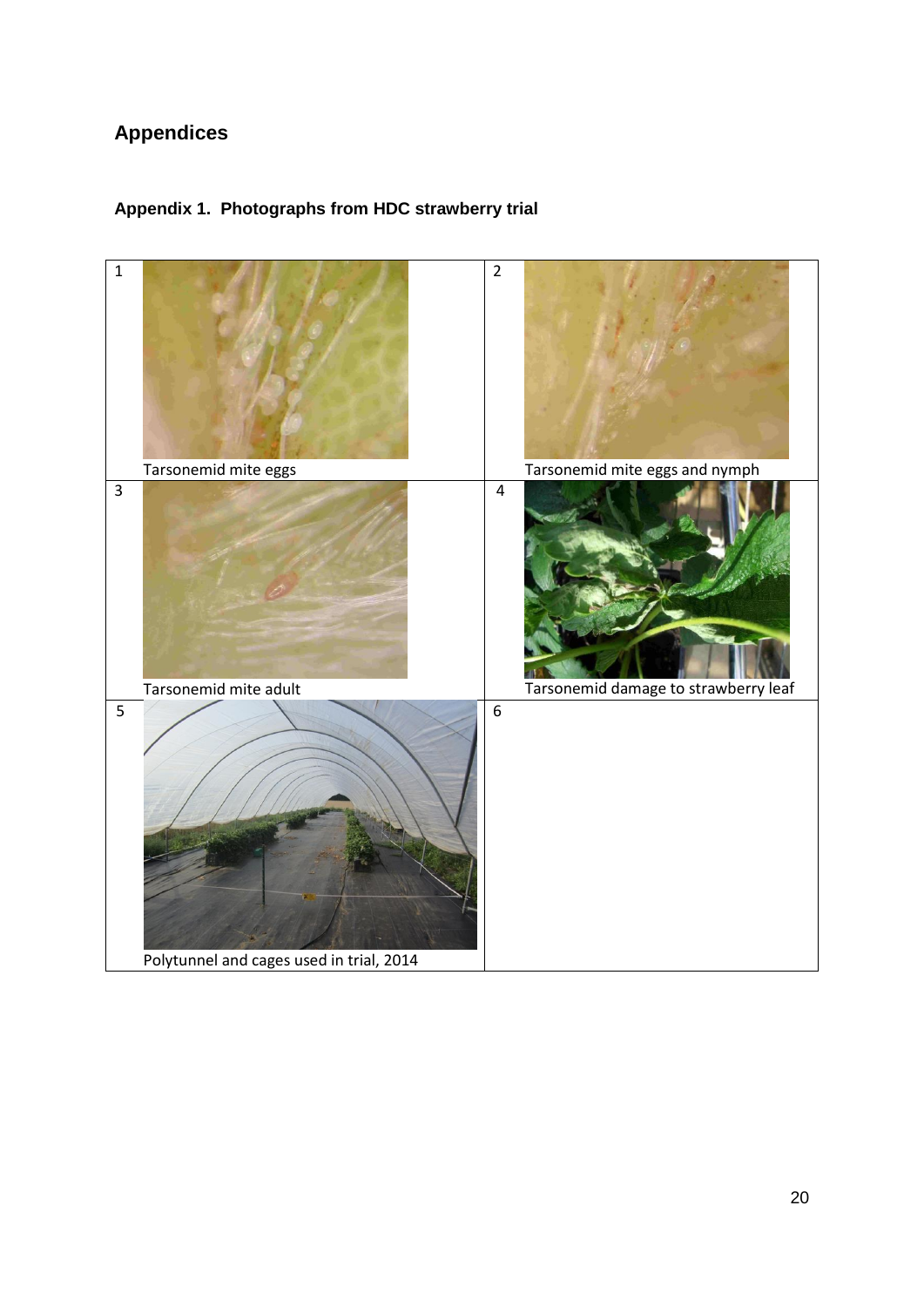# Appendices

## Appendix 1. Photographs from HDC strawberry trial

| 1 | 2 |
|---|---|
| Tarsonemid mite eggs | Tarsonemid mite eggs and nymph |
| 3 | 4 |
| Tarsonemid mite adult | Tarsonemid damage to strawberry leaf |
| 5 | 6 |
| Polytunnel and cages used in trial, 2014 | |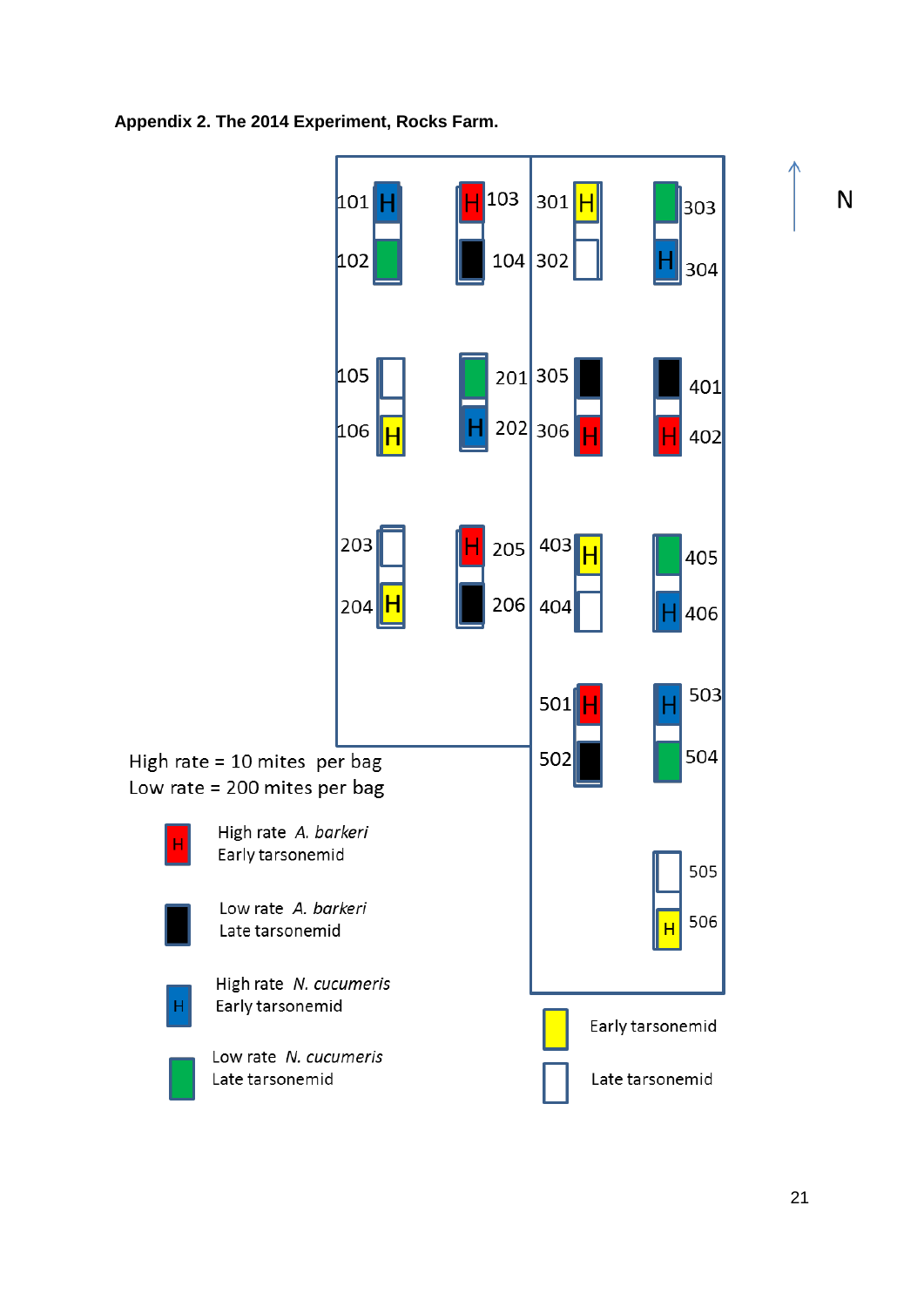**Appendix 2. The 2014 Experiment, Rocks Farm.**

N

101 H

102

103 H

104

105

106 H

201

202 H

203

204 H

205 H

206

301 H

302

303

304 H

305

306 H

401

402 H

403 H

404

405

406 H

501 H

502

503 H

504

505

506 H

High rate = 10 mites per bag

Low rate = 200 mites per bag

H High rate *A. barkeri* Early tarsonemid

Low rate *A. barkeri* Late tarsonemid

H High rate *N. cucumeris* Early tarsonemid

Low rate *N. cucumeris* Late tarsonemid

Early tarsonemid

Late tarsonemid